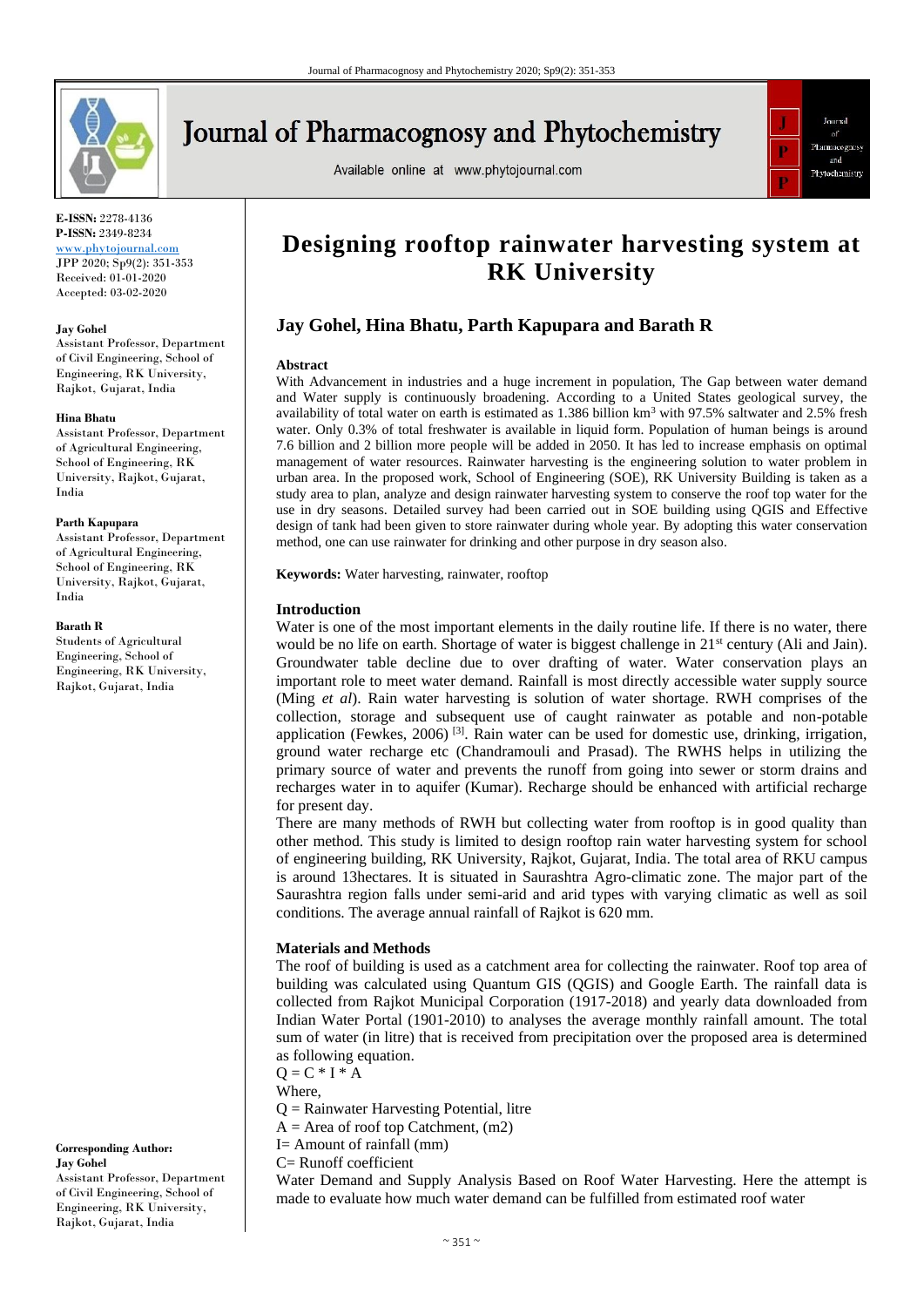**E-ISSN:** 2278-4136
**P-ISSN:** 2349-8234
www.phytojournal.com
JPP 2020; Sp9(2): 351-353
Received: 01-01-2020
Accepted: 03-02-2020

**Jay Gohel**
Assistant Professor, Department of Civil Engineering, School of Engineering, RK University, Rajkot, Gujarat, India

**Hina Bhatu**
Assistant Professor, Department of Agricultural Engineering, School of Engineering, RK University, Rajkot, Gujarat, India

**Parth Kapupara**
Assistant Professor, Department of Agricultural Engineering, School of Engineering, RK University, Rajkot, Gujarat, India

**Barath R**
Students of Agricultural Engineering, School of Engineering, RK University, Rajkot, Gujarat, India

**Corresponding Author:**
**Jay Gohel**
Assistant Professor, Department of Civil Engineering, School of Engineering, RK University, Rajkot, Gujarat, India

# Designing rooftop rainwater harvesting system at RK University

## Jay Gohel, Hina Bhatu, Parth Kapupara and Barath R

### Abstract

With Advancement in industries and a huge increment in population, The Gap between water demand and Water supply is continuously broadening. According to a United States geological survey, the availability of total water on earth is estimated as 1.386 billion $km^3$ with 97.5% saltwater and 2.5% fresh water. Only 0.3% of total freshwater is available in liquid form. Population of human beings is around 7.6 billion and 2 billion more people will be added in 2050. It has led to increase emphasis on optimal management of water resources. Rainwater harvesting is the engineering solution to water problem in urban area. In the proposed work, School of Engineering (SOE), RK University Building is taken as a study area to plan, analyze and design rainwater harvesting system to conserve the roof top water for the use in dry seasons. Detailed survey had been carried out in SOE building using QGIS and Effective design of tank had been given to store rainwater during whole year. By adopting this water conservation method, one can use rainwater for drinking and other purpose in dry season also.

**Keywords:** Water harvesting, rainwater, rooftop

### Introduction

Water is one of the most important elements in the daily routine life. If there is no water, there would be no life on earth. Shortage of water is biggest challenge in 21st century (Ali and Jain). Groundwater table decline due to over drafting of water. Water conservation plays an important role to meet water demand. Rainfall is most directly accessible water supply source (Ming *et al*). Rain water harvesting is solution of water shortage. RWH comprises of the collection, storage and subsequent use of caught rainwater as potable and non-potable application (Fewkes, 2006) [3]. Rain water can be used for domestic use, drinking, irrigation, ground water recharge etc (Chandramouli and Prasad). The RWHS helps in utilizing the primary source of water and prevents the runoff from going into sewer or storm drains and recharges water in to aquifer (Kumar). Recharge should be enhanced with artificial recharge for present day.

There are many methods of RWH but collecting water from rooftop is in good quality than other method. This study is limited to design rooftop rain water harvesting system for school of engineering building, RK University, Rajkot, Gujarat, India. The total area of RKU campus is around 13hectares. It is situated in Saurashtra Agro-climatic zone. The major part of the Saurashtra region falls under semi-arid and arid types with varying climatic as well as soil conditions. The average annual rainfall of Rajkot is 620 mm.

### Materials and Methods

The roof of building is used as a catchment area for collecting the rainwater. Roof top area of building was calculated using Quantum GIS (QGIS) and Google Earth. The rainfall data is collected from Rajkot Municipal Corporation (1917-2018) and yearly data downloaded from Indian Water Portal (1901-2010) to analyses the average monthly rainfall amount. The total sum of water (in litre) that is received from precipitation over the proposed area is determined as following equation.

$$Q = C * I * A$$

Where,
Q = Rainwater Harvesting Potential, litre
A = Area of roof top Catchment, (m2)
I= Amount of rainfall (mm)
C= Runoff coefficient

Water Demand and Supply Analysis Based on Roof Water Harvesting. Here the attempt is made to evaluate how much water demand can be fulfilled from estimated roof water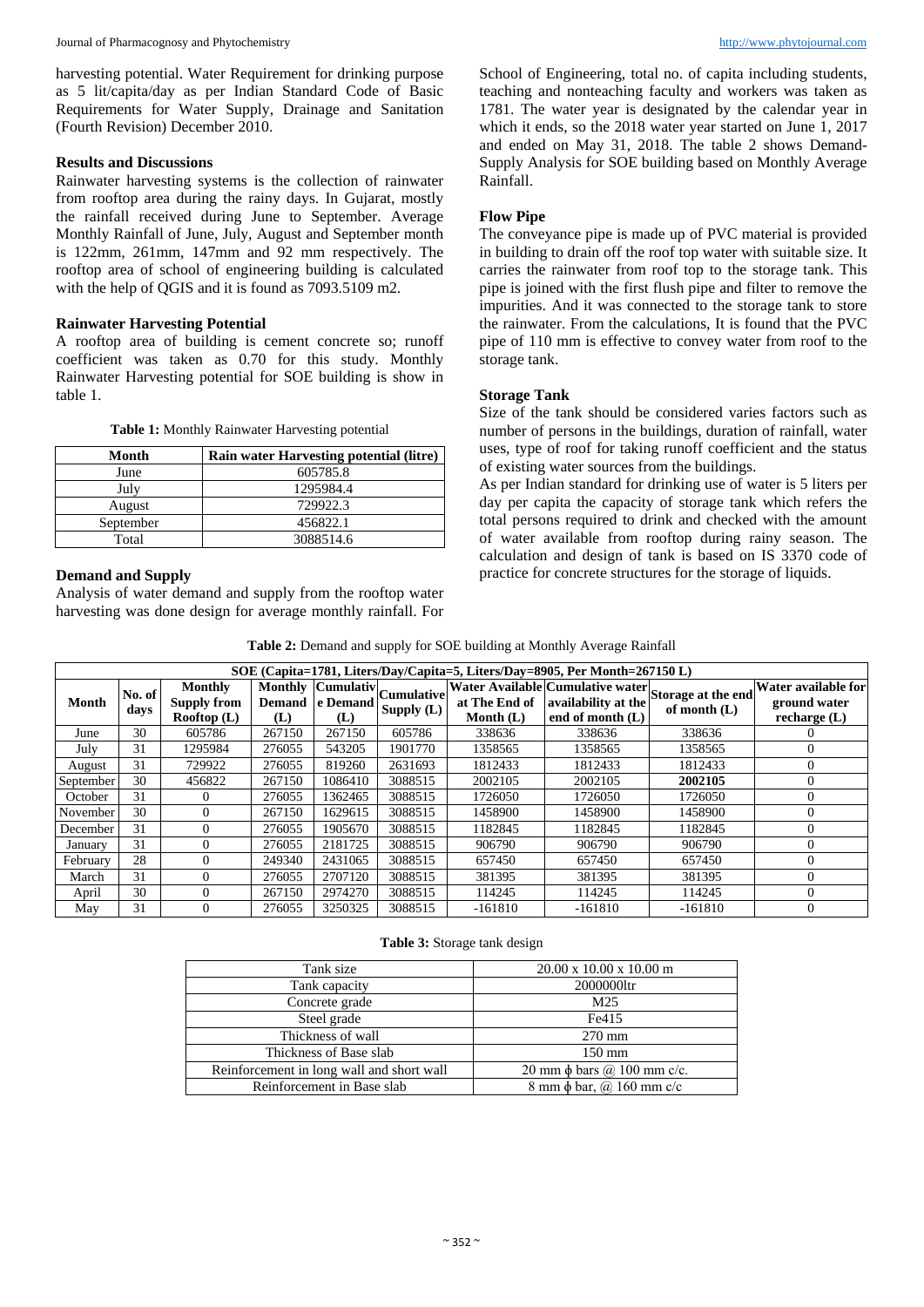harvesting potential. Water Requirement for drinking purpose as 5 lit/capita/day as per Indian Standard Code of Basic Requirements for Water Supply, Drainage and Sanitation (Fourth Revision) December 2010.

### Results and Discussions

Rainwater harvesting systems is the collection of rainwater from rooftop area during the rainy days. In Gujarat, mostly the rainfall received during June to September. Average Monthly Rainfall of June, July, August and September month is 122mm, 261mm, 147mm and 92 mm respectively. The rooftop area of school of engineering building is calculated with the help of QGIS and it is found as 7093.5109 m2.

### Rainwater Harvesting Potential

A rooftop area of building is cement concrete so; runoff coefficient was taken as 0.70 for this study. Monthly Rainwater Harvesting potential for SOE building is show in table 1.

**Table 1:** Monthly Rainwater Harvesting potential

| Month | Rain water Harvesting potential (litre) |
|---|---|
| June | 605785.8 |
| July | 1295984.4 |
| August | 729922.3 |
| September | 456822.1 |
| Total | 3088514.6 |

### Demand and Supply

Analysis of water demand and supply from the rooftop water harvesting was done design for average monthly rainfall. For School of Engineering, total no. of capita including students, teaching and nonteaching faculty and workers was taken as 1781. The water year is designated by the calendar year in which it ends, so the 2018 water year started on June 1, 2017 and ended on May 31, 2018. The table 2 shows Demand-Supply Analysis for SOE building based on Monthly Average Rainfall.

### Flow Pipe

The conveyance pipe is made up of PVC material is provided in building to drain off the roof top water with suitable size. It carries the rainwater from roof top to the storage tank. This pipe is joined with the first flush pipe and filter to remove the impurities. And it was connected to the storage tank to store the rainwater. From the calculations, It is found that the PVC pipe of 110 mm is effective to convey water from roof to the storage tank.

### Storage Tank

Size of the tank should be considered varies factors such as number of persons in the buildings, duration of rainfall, water uses, type of roof for taking runoff coefficient and the status of existing water sources from the buildings.

As per Indian standard for drinking use of water is 5 liters per day per capita the capacity of storage tank which refers the total persons required to drink and checked with the amount of water available from rooftop during rainy season. The calculation and design of tank is based on IS 3370 code of practice for concrete structures for the storage of liquids.

**Table 2:** Demand and supply for SOE building at Monthly Average Rainfall

| SOE (Capita=1781, Liters/Day/Capita=5, Liters/Day=8905, Per Month=267150 L) | | | | | | | | | |
|---|---|---|---|---|---|---|---|---|---|
| **Month** | **No. of days** | **Monthly Supply from Rooftop (L)** | **Monthly Demand (L)** | **Cumulative Demand (L)** | **Cumulative Supply (L)** | **Water Available at The End of Month (L)** | **Cumulative water availability at the end of month (L)** | **Storage at the end of month (L)** | **Water available for ground water recharge (L)** |
| June | 30 | 605786 | 267150 | 267150 | 605786 | 338636 | 338636 | 338636 | 0 |
| July | 31 | 1295984 | 276055 | 543205 | 1901770 | 1358565 | 1358565 | 1358565 | 0 |
| August | 31 | 729922 | 276055 | 819260 | 2631693 | 1812433 | 1812433 | 1812433 | 0 |
| September | 30 | 456822 | 267150 | 1086410 | 3088515 | 2002105 | 2002105 | **2002105** | 0 |
| October | 31 | 0 | 276055 | 1362465 | 3088515 | 1726050 | 1726050 | 1726050 | 0 |
| November | 30 | 0 | 267150 | 1629615 | 3088515 | 1458900 | 1458900 | 1458900 | 0 |
| December | 31 | 0 | 276055 | 1905670 | 3088515 | 1182845 | 1182845 | 1182845 | 0 |
| January | 31 | 0 | 276055 | 2181725 | 3088515 | 906790 | 906790 | 906790 | 0 |
| February | 28 | 0 | 249340 | 2431065 | 3088515 | 657450 | 657450 | 657450 | 0 |
| March | 31 | 0 | 276055 | 2707120 | 3088515 | 381395 | 381395 | 381395 | 0 |
| April | 30 | 0 | 267150 | 2974270 | 3088515 | 114245 | 114245 | 114245 | 0 |
| May | 31 | 0 | 276055 | 3250325 | 3088515 | -161810 | -161810 | -161810 | 0 |

**Table 3:** Storage tank design

| Tank size | 20.00 x 10.00 x 10.00 m |
|---|---|
| Tank capacity | 2000000ltr |
| Concrete grade | M25 |
| Steel grade | Fe415 |
| Thickness of wall | 270 mm |
| Thickness of Base slab | 150 mm |
| Reinforcement in long wall and short wall | 20 mm ϕ bars @ 100 mm c/c. |
| Reinforcement in Base slab | 8 mm ϕ bar, @ 160 mm c/c |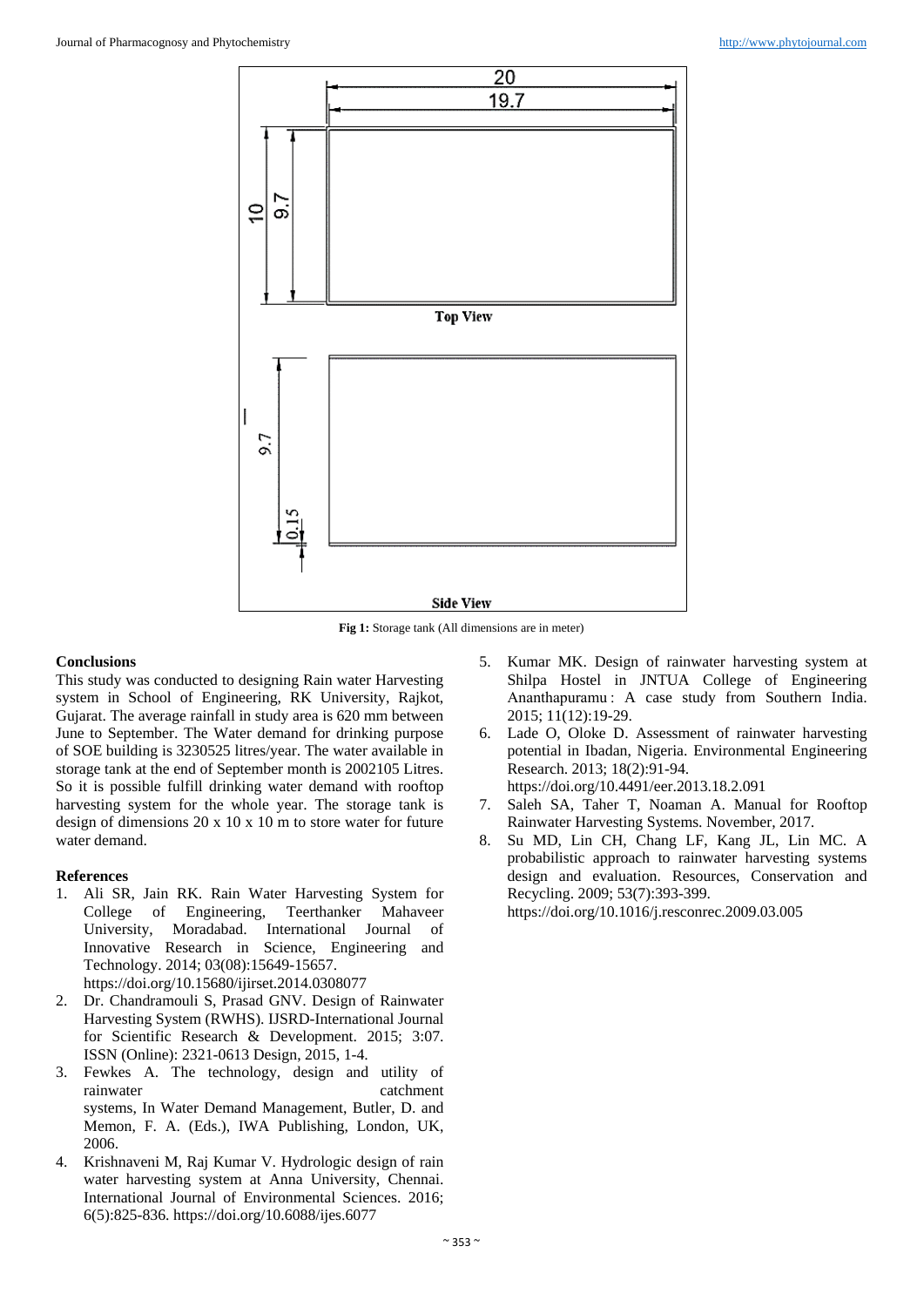20

19.7

10

9.7

Top View

9.7

0.15

Side View

**Fig 1:** Storage tank (All dimensions are in meter)

## Conclusions

This study was conducted to designing Rain water Harvesting system in School of Engineering, RK University, Rajkot, Gujarat. The average rainfall in study area is 620 mm between June to September. The Water demand for drinking purpose of SOE building is 3230525 litres/year. The water available in storage tank at the end of September month is 2002105 Litres. So it is possible fulfill drinking water demand with rooftop harvesting system for the whole year. The storage tank is design of dimensions 20 x 10 x 10 m to store water for future water demand.

## References

1. Ali SR, Jain RK. Rain Water Harvesting System for College of Engineering, Teerthanker Mahaveer University, Moradabad. International Journal of Innovative Research in Science, Engineering and Technology. 2014; 03(08):15649-15657. https://doi.org/10.15680/ijirset.2014.0308077
2. Dr. Chandramouli S, Prasad GNV. Design of Rainwater Harvesting System (RWHS). IJSRD-International Journal for Scientific Research & Development. 2015; 3:07. ISSN (Online): 2321-0613 Design, 2015, 1-4.
3. Fewkes A. The technology, design and utility of rainwater catchment systems, In Water Demand Management, Butler, D. and Memon, F. A. (Eds.), IWA Publishing, London, UK, 2006.
4. Krishnaveni M, Raj Kumar V. Hydrologic design of rain water harvesting system at Anna University, Chennai. International Journal of Environmental Sciences. 2016; 6(5):825-836. https://doi.org/10.6088/ijes.6077
5. Kumar MK. Design of rainwater harvesting system at Shilpa Hostel in JNTUA College of Engineering Ananthapuramu : A case study from Southern India. 2015; 11(12):19-29.
6. Lade O, Oloke D. Assessment of rainwater harvesting potential in Ibadan, Nigeria. Environmental Engineering Research. 2013; 18(2):91-94. https://doi.org/10.4491/eer.2013.18.2.091
7. Saleh SA, Taher T, Noaman A. Manual for Rooftop Rainwater Harvesting Systems. November, 2017.
8. Su MD, Lin CH, Chang LF, Kang JL, Lin MC. A probabilistic approach to rainwater harvesting systems design and evaluation. Resources, Conservation and Recycling. 2009; 53(7):393-399. https://doi.org/10.1016/j.resconrec.2009.03.005